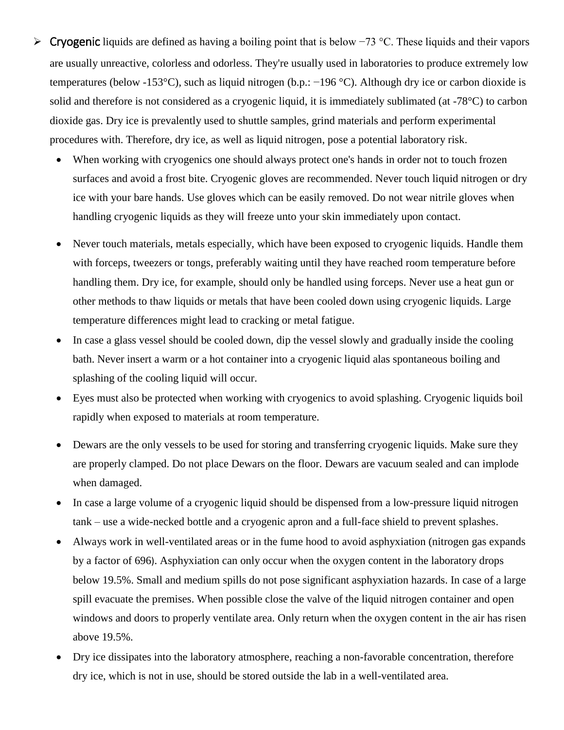- **Cryogenic** liquids are defined as having a boiling point that is below −73 °C. These liquids and their vapors are usually unreactive, colorless and odorless. They're usually used in laboratories to produce extremely low temperatures (below -153°C), such as liquid nitrogen (b.p.: −196 °C). Although dry ice or carbon dioxide is solid and therefore is not considered as a cryogenic liquid, it is immediately sublimated (at -78°C) to carbon dioxide gas. Dry ice is prevalently used to shuttle samples, grind materials and perform experimental procedures with. Therefore, dry ice, as well as liquid nitrogen, pose a potential laboratory risk.
  - When working with cryogenics one should always protect one's hands in order not to touch frozen surfaces and avoid a frost bite. Cryogenic gloves are recommended. Never touch liquid nitrogen or dry ice with your bare hands. Use gloves which can be easily removed. Do not wear nitrile gloves when handling cryogenic liquids as they will freeze unto your skin immediately upon contact.
  - Never touch materials, metals especially, which have been exposed to cryogenic liquids. Handle them with forceps, tweezers or tongs, preferably waiting until they have reached room temperature before handling them. Dry ice, for example, should only be handled using forceps. Never use a heat gun or other methods to thaw liquids or metals that have been cooled down using cryogenic liquids. Large temperature differences might lead to cracking or metal fatigue.
  - In case a glass vessel should be cooled down, dip the vessel slowly and gradually inside the cooling bath. Never insert a warm or a hot container into a cryogenic liquid alas spontaneous boiling and splashing of the cooling liquid will occur.
  - Eyes must also be protected when working with cryogenics to avoid splashing. Cryogenic liquids boil rapidly when exposed to materials at room temperature.
  - Dewars are the only vessels to be used for storing and transferring cryogenic liquids. Make sure they are properly clamped. Do not place Dewars on the floor. Dewars are vacuum sealed and can implode when damaged.
  - In case a large volume of a cryogenic liquid should be dispensed from a low-pressure liquid nitrogen tank – use a wide-necked bottle and a cryogenic apron and a full-face shield to prevent splashes.
  - Always work in well-ventilated areas or in the fume hood to avoid asphyxiation (nitrogen gas expands by a factor of 696). Asphyxiation can only occur when the oxygen content in the laboratory drops below 19.5%. Small and medium spills do not pose significant asphyxiation hazards. In case of a large spill evacuate the premises. When possible close the valve of the liquid nitrogen container and open windows and doors to properly ventilate area. Only return when the oxygen content in the air has risen above 19.5%.
  - Dry ice dissipates into the laboratory atmosphere, reaching a non-favorable concentration, therefore dry ice, which is not in use, should be stored outside the lab in a well-ventilated area.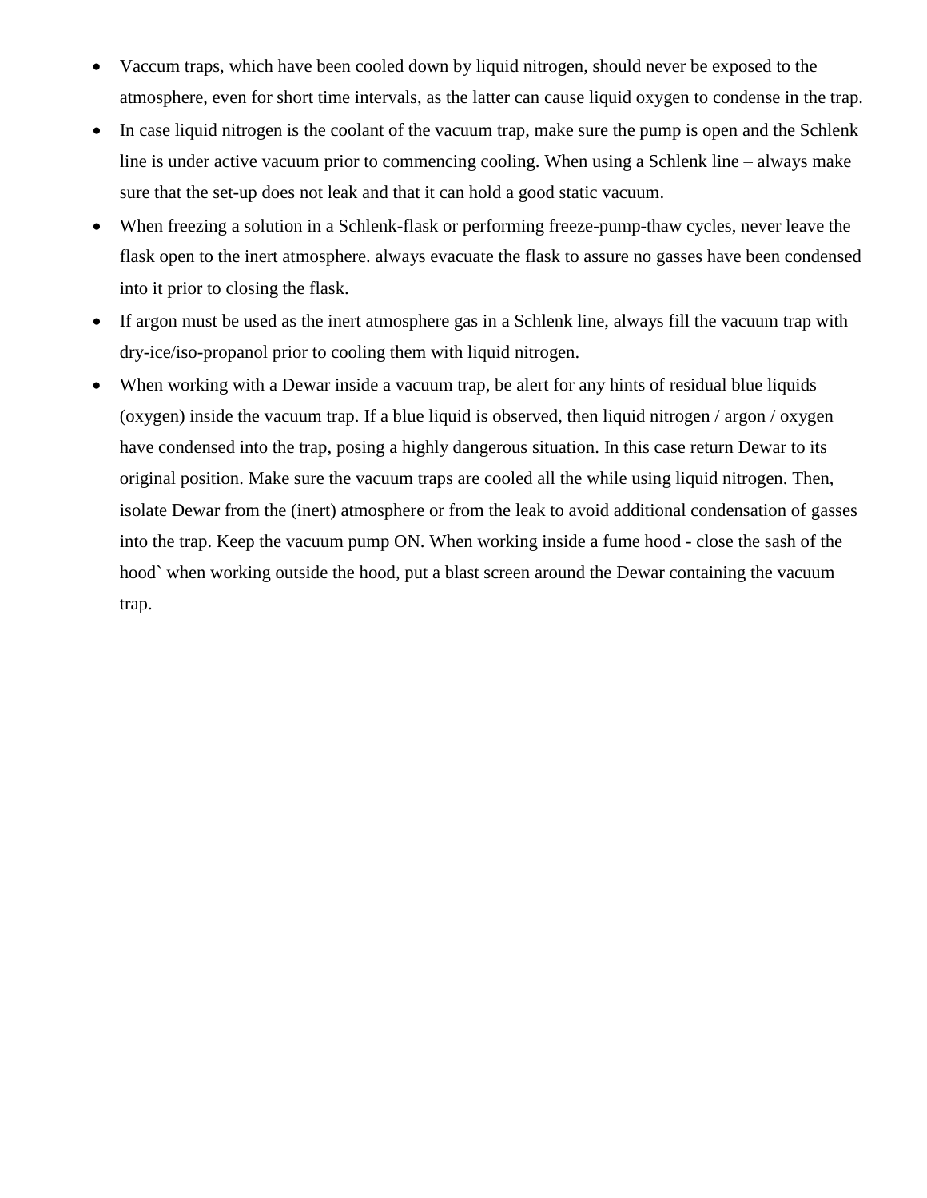- Vaccum traps, which have been cooled down by liquid nitrogen, should never be exposed to the atmosphere, even for short time intervals, as the latter can cause liquid oxygen to condense in the trap.
- In case liquid nitrogen is the coolant of the vacuum trap, make sure the pump is open and the Schlenk line is under active vacuum prior to commencing cooling. When using a Schlenk line – always make sure that the set-up does not leak and that it can hold a good static vacuum.
- When freezing a solution in a Schlenk-flask or performing freeze-pump-thaw cycles, never leave the flask open to the inert atmosphere. always evacuate the flask to assure no gasses have been condensed into it prior to closing the flask.
- If argon must be used as the inert atmosphere gas in a Schlenk line, always fill the vacuum trap with dry-ice/iso-propanol prior to cooling them with liquid nitrogen.
- When working with a Dewar inside a vacuum trap, be alert for any hints of residual blue liquids (oxygen) inside the vacuum trap. If a blue liquid is observed, then liquid nitrogen / argon / oxygen have condensed into the trap, posing a highly dangerous situation. In this case return Dewar to its original position. Make sure the vacuum traps are cooled all the while using liquid nitrogen. Then, isolate Dewar from the (inert) atmosphere or from the leak to avoid additional condensation of gasses into the trap. Keep the vacuum pump ON. When working inside a fume hood - close the sash of the hood` when working outside the hood, put a blast screen around the Dewar containing the vacuum trap.